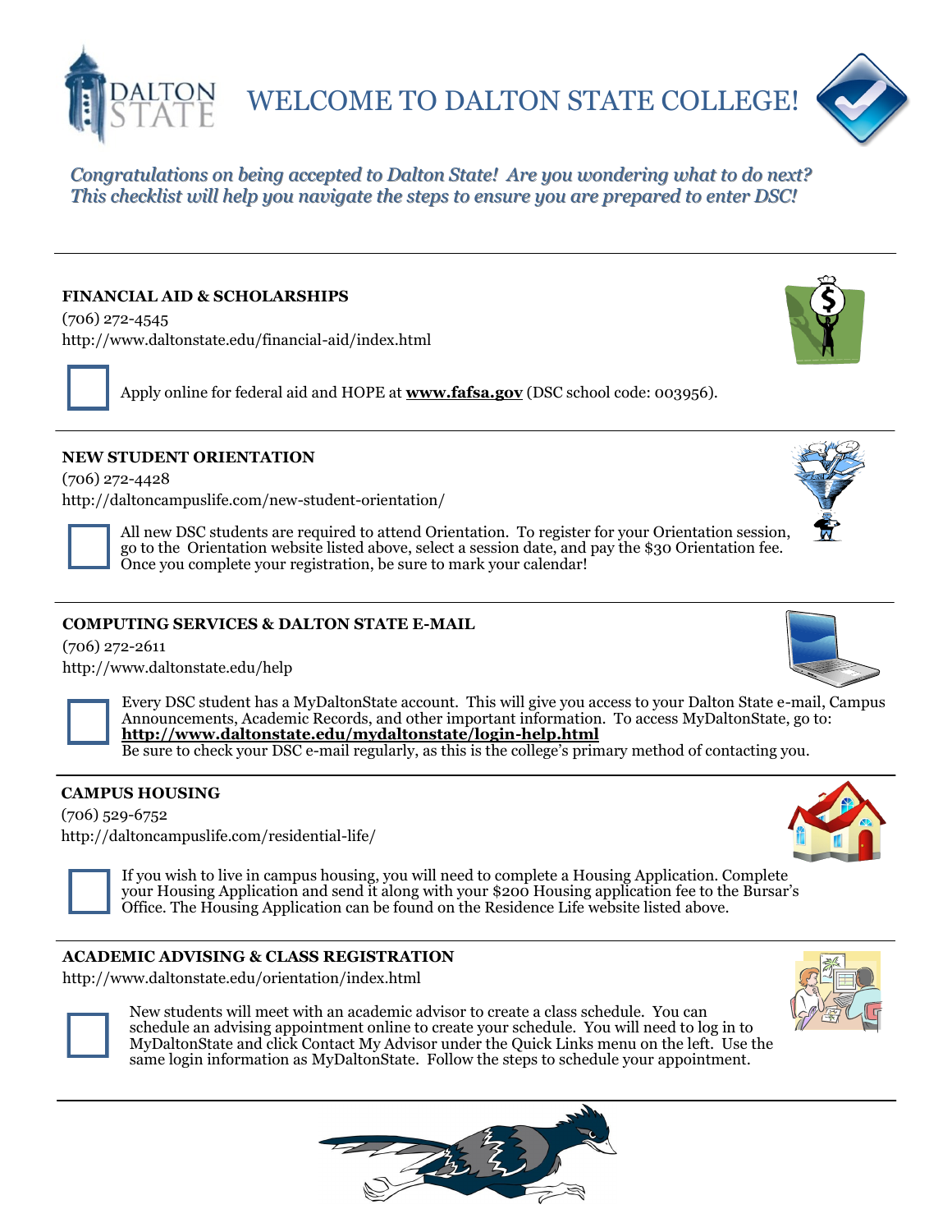# WELCOME TO DALTON STATE COLLEGE!

*Congratulations on being accepted to Dalton State! Are you wondering what to do next? This checklist will help you navigate the steps to ensure you are prepared to enter DSC!*

---

### FINANCIAL AID & SCHOLARSHIPS

(706) 272-4545
http://www.daltonstate.edu/financial-aid/index.html

- [ ] Apply online for federal aid and HOPE at **www.fafsa.gov** (DSC school code: 003956).

---

### NEW STUDENT ORIENTATION

(706) 272-4428
http://daltoncampuslife.com/new-student-orientation/

- [ ] All new DSC students are required to attend Orientation. To register for your Orientation session, go to the Orientation website listed above, select a session date, and pay the $30 Orientation fee. Once you complete your registration, be sure to mark your calendar!

---

### COMPUTING SERVICES & DALTON STATE E-MAIL

(706) 272-2611
http://www.daltonstate.edu/help

- [ ] Every DSC student has a MyDaltonState account. This will give you access to your Dalton State e-mail, Campus Announcements, Academic Records, and other important information. To access MyDaltonState, go to: **http://www.daltonstate.edu/mydaltonstate/login-help.html**
  Be sure to check your DSC e-mail regularly, as this is the college's primary method of contacting you.

---

### CAMPUS HOUSING

(706) 529-6752
http://daltoncampuslife.com/residential-life/

- [ ] If you wish to live in campus housing, you will need to complete a Housing Application. Complete your Housing Application and send it along with your $200 Housing application fee to the Bursar's Office. The Housing Application can be found on the Residence Life website listed above.

---

### ACADEMIC ADVISING & CLASS REGISTRATION

http://www.daltonstate.edu/orientation/index.html

- [ ] New students will meet with an academic advisor to create a class schedule. You can schedule an advising appointment online to create your schedule. You will need to log in to MyDaltonState and click Contact My Advisor under the Quick Links menu on the left. Use the same login information as MyDaltonState. Follow the steps to schedule your appointment.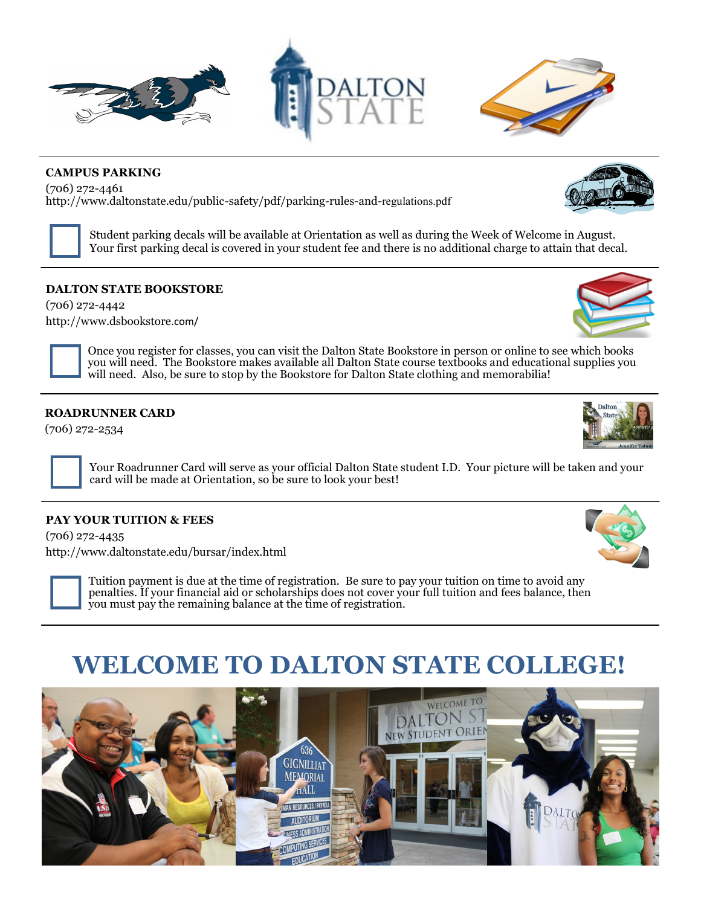### CAMPUS PARKING

(706) 272-4461
http://www.daltonstate.edu/public-safety/pdf/parking-rules-and-regulations.pdf

- [ ] Student parking decals will be available at Orientation as well as during the Week of Welcome in August. Your first parking decal is covered in your student fee and there is no additional charge to attain that decal.

### DALTON STATE BOOKSTORE

(706) 272-4442
http://www.dsbookstore.com/

- [ ] Once you register for classes, you can visit the Dalton State Bookstore in person or online to see which books you will need. The Bookstore makes available all Dalton State course textbooks and educational supplies you will need. Also, be sure to stop by the Bookstore for Dalton State clothing and memorabilia!

### ROADRUNNER CARD

(706) 272-2534

- [ ] Your Roadrunner Card will serve as your official Dalton State student I.D. Your picture will be taken and your card will be made at Orientation, so be sure to look your best!

### PAY YOUR TUITION & FEES

(706) 272-4435
http://www.daltonstate.edu/bursar/index.html

- [ ] Tuition payment is due at the time of registration. Be sure to pay your tuition on time to avoid any penalties. If your financial aid or scholarships does not cover your full tuition and fees balance, then you must pay the remaining balance at the time of registration.

# WELCOME TO DALTON STATE COLLEGE!